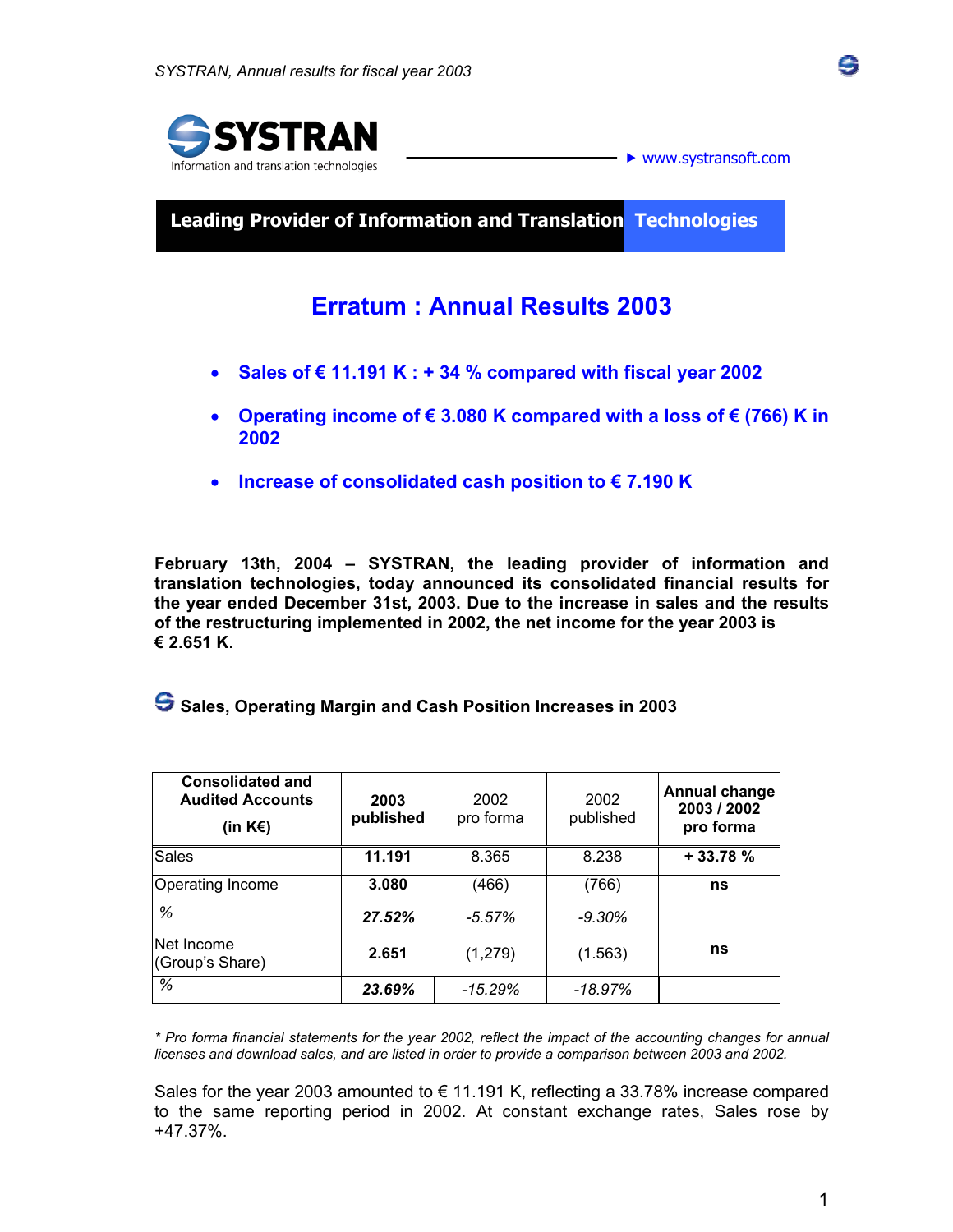SYSTRAN

Information and translation technologies

www.systransoft.com

**Leading Provider of Information and Translation Technologies**

# Erratum : Annual Results 2003

- **Sales of € 11.191 K : + 34 % compared with fiscal year 2002**
- **Operating income of € 3.080 K compared with a loss of € (766) K in 2002**
- **Increase of consolidated cash position to € 7.190 K**

**February 13th, 2004 – SYSTRAN, the leading provider of information and translation technologies, today announced its consolidated financial results for the year ended December 31st, 2003. Due to the increase in sales and the results of the restructuring implemented in 2002, the net income for the year 2003 is € 2.651 K.**

## Sales, Operating Margin and Cash Position Increases in 2003

| **Consolidated and Audited Accounts (in K€)** | **2003 published** | 2002 pro forma | 2002 published | **Annual change 2003 / 2002 pro forma** |
|---|---|---|---|---|
| Sales | **11.191** | 8.365 | 8.238 | **+ 33.78 %** |
| Operating Income | **3.080** | (466) | (766) | **ns** |
| *%* | ***27.52%*** | *-5.57%* | *-9.30%* | |
| Net Income (Group's Share) | **2.651** | (1,279) | (1.563) | **ns** |
| *%* | ***23.69%*** | *-15.29%* | *-18.97%* | |

*\* Pro forma financial statements for the year 2002, reflect the impact of the accounting changes for annual licenses and download sales, and are listed in order to provide a comparison between 2003 and 2002.*

Sales for the year 2003 amounted to € 11.191 K, reflecting a 33.78% increase compared to the same reporting period in 2002. At constant exchange rates, Sales rose by +47.37%.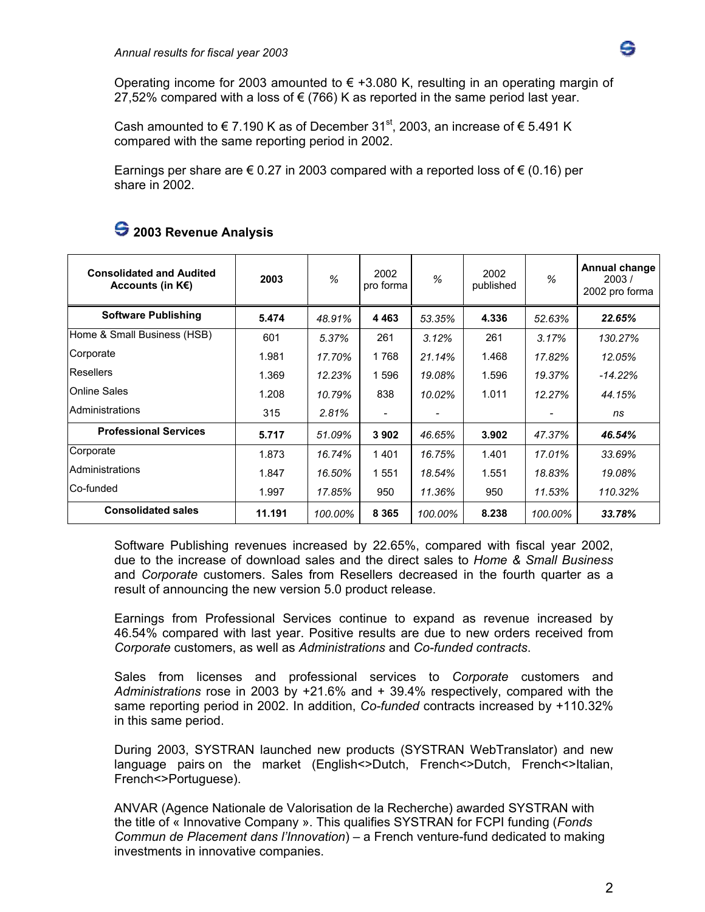Operating income for 2003 amounted to € +3.080 K, resulting in an operating margin of 27,52% compared with a loss of € (766) K as reported in the same period last year.

Cash amounted to € 7.190 K as of December 31st, 2003, an increase of € 5.491 K compared with the same reporting period in 2002.

Earnings per share are € 0.27 in 2003 compared with a reported loss of € (0.16) per share in 2002.

## 2003 Revenue Analysis

| Consolidated and Audited Accounts (in K€) | 2003 | % | 2002 pro forma | % | 2002 published | % | Annual change 2003 / 2002 pro forma |
|---|---|---|---|---|---|---|---|
| **Software Publishing** | **5.474** | *48.91%* | **4 463** | *53.35%* | **4.336** | *52.63%* | ***22.65%*** |
| Home & Small Business (HSB) | 601 | *5.37%* | 261 | *3.12%* | 261 | *3.17%* | *130.27%* |
| Corporate | 1.981 | *17.70%* | 1 768 | *21.14%* | 1.468 | *17.82%* | *12.05%* |
| Resellers | 1.369 | *12.23%* | 1 596 | *19.08%* | 1.596 | *19.37%* | *-14.22%* |
| Online Sales | 1.208 | *10.79%* | 838 | *10.02%* | 1.011 | *12.27%* | *44.15%* |
| Administrations | 315 | *2.81%* | - | - | | - | *ns* |
| **Professional Services** | **5.717** | *51.09%* | **3 902** | *46.65%* | **3.902** | *47.37%* | ***46.54%*** |
| Corporate | 1.873 | *16.74%* | 1 401 | *16.75%* | 1.401 | *17.01%* | *33.69%* |
| Administrations | 1.847 | *16.50%* | 1 551 | *18.54%* | 1.551 | *18.83%* | *19.08%* |
| Co-funded | 1.997 | *17.85%* | 950 | *11.36%* | 950 | *11.53%* | *110.32%* |
| **Consolidated sales** | **11.191** | *100.00%* | **8 365** | *100.00%* | **8.238** | *100.00%* | ***33.78%*** |

Software Publishing revenues increased by 22.65%, compared with fiscal year 2002, due to the increase of download sales and the direct sales to *Home & Small Business* and *Corporate* customers. Sales from Resellers decreased in the fourth quarter as a result of announcing the new version 5.0 product release.

Earnings from Professional Services continue to expand as revenue increased by 46.54% compared with last year. Positive results are due to new orders received from *Corporate* customers, as well as *Administrations* and *Co-funded contracts*.

Sales from licenses and professional services to *Corporate* customers and *Administrations* rose in 2003 by +21.6% and + 39.4% respectively, compared with the same reporting period in 2002. In addition, *Co-funded* contracts increased by +110.32% in this same period.

During 2003, SYSTRAN launched new products (SYSTRAN WebTranslator) and new language pairs on the market (English<>Dutch, French<>Dutch, French<>Italian, French<>Portuguese).

ANVAR (Agence Nationale de Valorisation de la Recherche) awarded SYSTRAN with the title of « Innovative Company ». This qualifies SYSTRAN for FCPI funding (*Fonds Commun de Placement dans l'Innovation*) – a French venture-fund dedicated to making investments in innovative companies.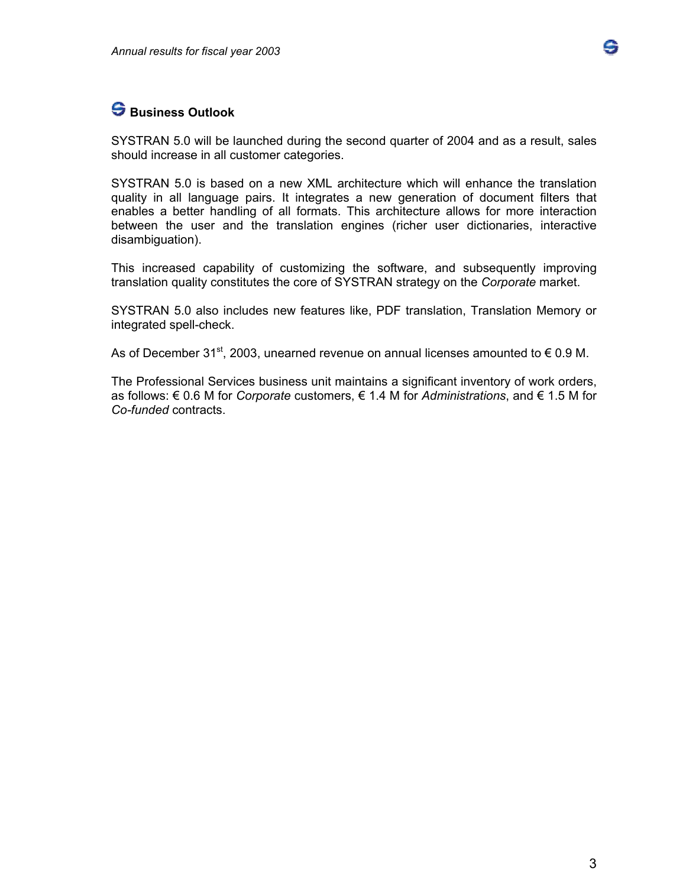## Business Outlook

SYSTRAN 5.0 will be launched during the second quarter of 2004 and as a result, sales should increase in all customer categories.

SYSTRAN 5.0 is based on a new XML architecture which will enhance the translation quality in all language pairs. It integrates a new generation of document filters that enables a better handling of all formats. This architecture allows for more interaction between the user and the translation engines (richer user dictionaries, interactive disambiguation).

This increased capability of customizing the software, and subsequently improving translation quality constitutes the core of SYSTRAN strategy on the *Corporate* market.

SYSTRAN 5.0 also includes new features like, PDF translation, Translation Memory or integrated spell-check.

As of December 31st, 2003, unearned revenue on annual licenses amounted to € 0.9 M.

The Professional Services business unit maintains a significant inventory of work orders, as follows: € 0.6 M for *Corporate* customers, € 1.4 M for *Administrations*, and € 1.5 M for *Co-funded* contracts.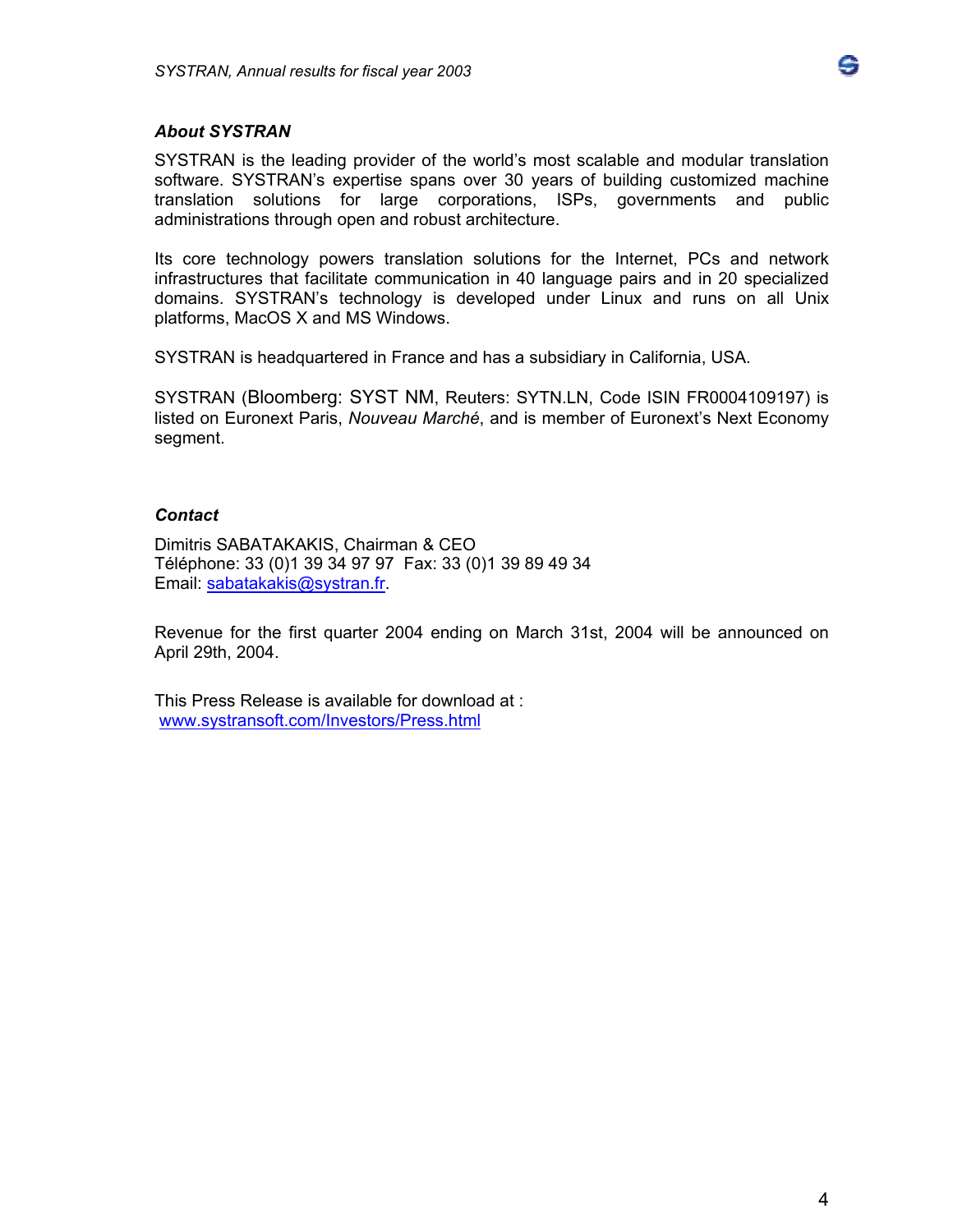### *About SYSTRAN*

SYSTRAN is the leading provider of the world's most scalable and modular translation software. SYSTRAN's expertise spans over 30 years of building customized machine translation solutions for large corporations, ISPs, governments and public administrations through open and robust architecture.

Its core technology powers translation solutions for the Internet, PCs and network infrastructures that facilitate communication in 40 language pairs and in 20 specialized domains. SYSTRAN's technology is developed under Linux and runs on all Unix platforms, MacOS X and MS Windows.

SYSTRAN is headquartered in France and has a subsidiary in California, USA.

SYSTRAN (Bloomberg: SYST NM, Reuters: SYTN.LN, Code ISIN FR0004109197) is listed on Euronext Paris, *Nouveau Marché*, and is member of Euronext's Next Economy segment.

### *Contact*

Dimitris SABATAKAKIS, Chairman & CEO
Téléphone: 33 (0)1 39 34 97 97  Fax: 33 (0)1 39 89 49 34
Email: sabatakakis@systran.fr.

Revenue for the first quarter 2004 ending on March 31st, 2004 will be announced on April 29th, 2004.

This Press Release is available for download at :
www.systransoft.com/Investors/Press.html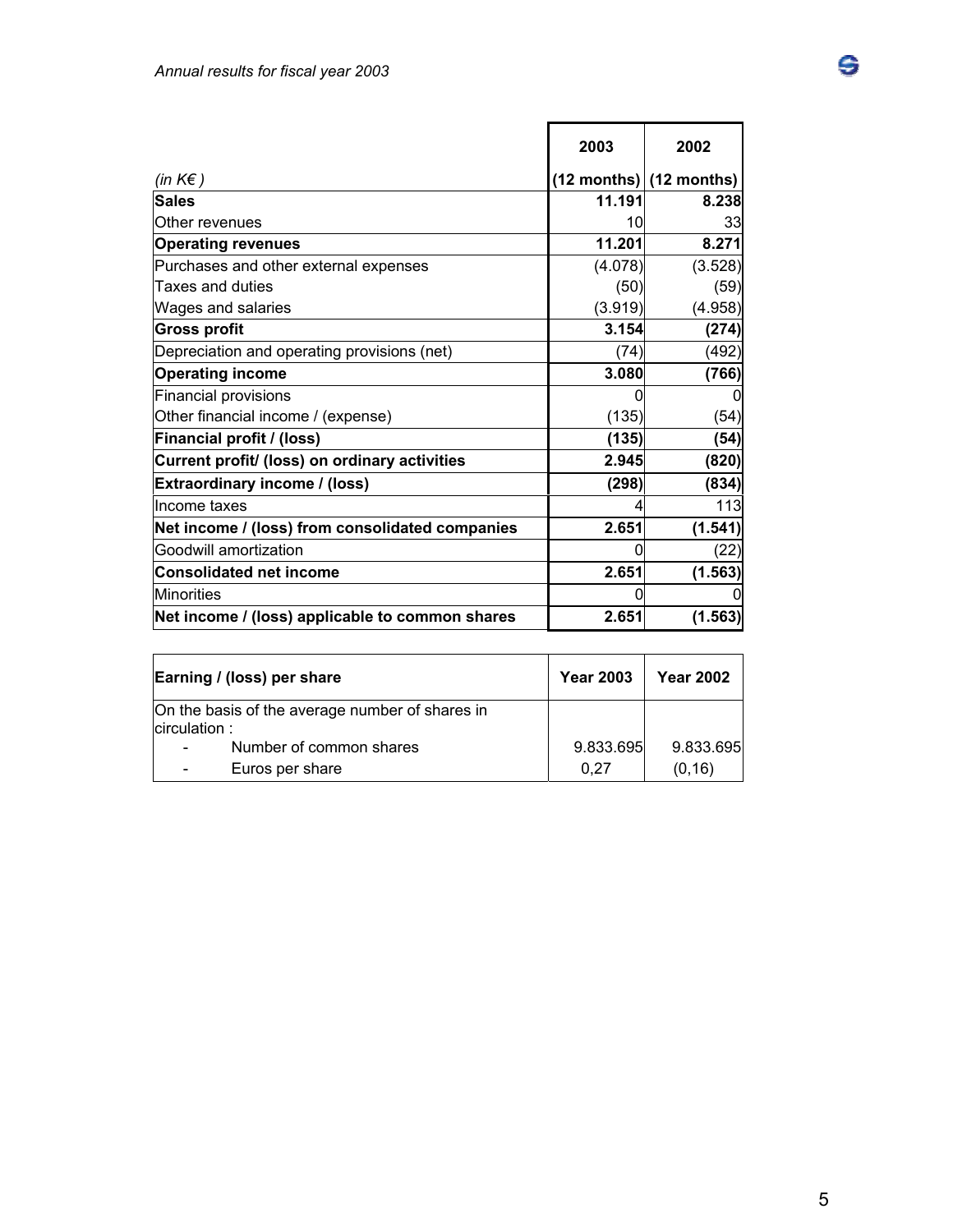| (in K€ ) | 2003<br>(12 months) | 2002<br>(12 months) |
|---|---|---|
| **Sales** | **11.191** | **8.238** |
| Other revenues | 10 | 33 |
| **Operating revenues** | **11.201** | **8.271** |
| Purchases and other external expenses | (4.078) | (3.528) |
| Taxes and duties | (50) | (59) |
| Wages and salaries | (3.919) | (4.958) |
| **Gross profit** | **3.154** | **(274)** |
| Depreciation and operating provisions (net) | (74) | (492) |
| **Operating income** | **3.080** | **(766)** |
| Financial provisions | 0 | 0 |
| Other financial income / (expense) | (135) | (54) |
| **Financial profit / (loss)** | **(135)** | **(54)** |
| **Current profit/ (loss) on ordinary activities** | **2.945** | **(820)** |
| **Extraordinary income / (loss)** | **(298)** | **(834)** |
| Income taxes | 4 | 113 |
| **Net income / (loss) from consolidated companies** | **2.651** | **(1.541)** |
| Goodwill amortization | 0 | (22) |
| **Consolidated net income** | **2.651** | **(1.563)** |
| Minorities | 0 | 0 |
| **Net income / (loss) applicable to common shares** | **2.651** | **(1.563)** |

| Earning / (loss) per share | Year 2003 | Year 2002 |
|---|---|---|
| On the basis of the average number of shares in circulation : | | |
| - Number of common shares | 9.833.695 | 9.833.695 |
| - Euros per share | 0,27 | (0,16) |